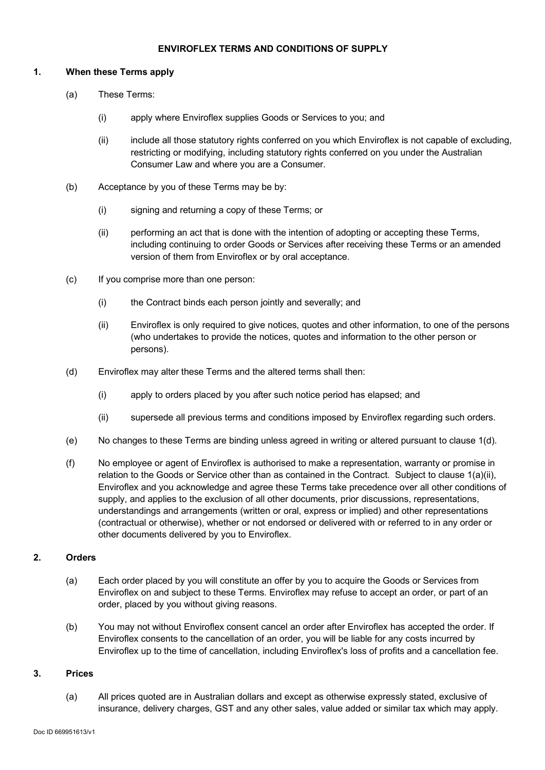# ENVIROFLEX TERMS AND CONDITIONS OF SUPPLY

## 1. When these Terms apply

(a) These Terms:

(i) apply where Enviroflex supplies Goods or Services to you; and

(ii) include all those statutory rights conferred on you which Enviroflex is not capable of excluding, restricting or modifying, including statutory rights conferred on you under the Australian Consumer Law and where you are a Consumer.

(b) Acceptance by you of these Terms may be by:

(i) signing and returning a copy of these Terms; or

(ii) performing an act that is done with the intention of adopting or accepting these Terms, including continuing to order Goods or Services after receiving these Terms or an amended version of them from Enviroflex or by oral acceptance.

(c) If you comprise more than one person:

(i) the Contract binds each person jointly and severally; and

(ii) Enviroflex is only required to give notices, quotes and other information, to one of the persons (who undertakes to provide the notices, quotes and information to the other person or persons).

(d) Enviroflex may alter these Terms and the altered terms shall then:

(i) apply to orders placed by you after such notice period has elapsed; and

(ii) supersede all previous terms and conditions imposed by Enviroflex regarding such orders.

(e) No changes to these Terms are binding unless agreed in writing or altered pursuant to clause 1(d).

(f) No employee or agent of Enviroflex is authorised to make a representation, warranty or promise in relation to the Goods or Service other than as contained in the Contract. Subject to clause 1(a)(ii), Enviroflex and you acknowledge and agree these Terms take precedence over all other conditions of supply, and applies to the exclusion of all other documents, prior discussions, representations, understandings and arrangements (written or oral, express or implied) and other representations (contractual or otherwise), whether or not endorsed or delivered with or referred to in any order or other documents delivered by you to Enviroflex.

## 2. Orders

(a) Each order placed by you will constitute an offer by you to acquire the Goods or Services from Enviroflex on and subject to these Terms. Enviroflex may refuse to accept an order, or part of an order, placed by you without giving reasons.

(b) You may not without Enviroflex consent cancel an order after Enviroflex has accepted the order. If Enviroflex consents to the cancellation of an order, you will be liable for any costs incurred by Enviroflex up to the time of cancellation, including Enviroflex's loss of profits and a cancellation fee.

## 3. Prices

(a) All prices quoted are in Australian dollars and except as otherwise expressly stated, exclusive of insurance, delivery charges, GST and any other sales, value added or similar tax which may apply.

Doc ID 669951613/v1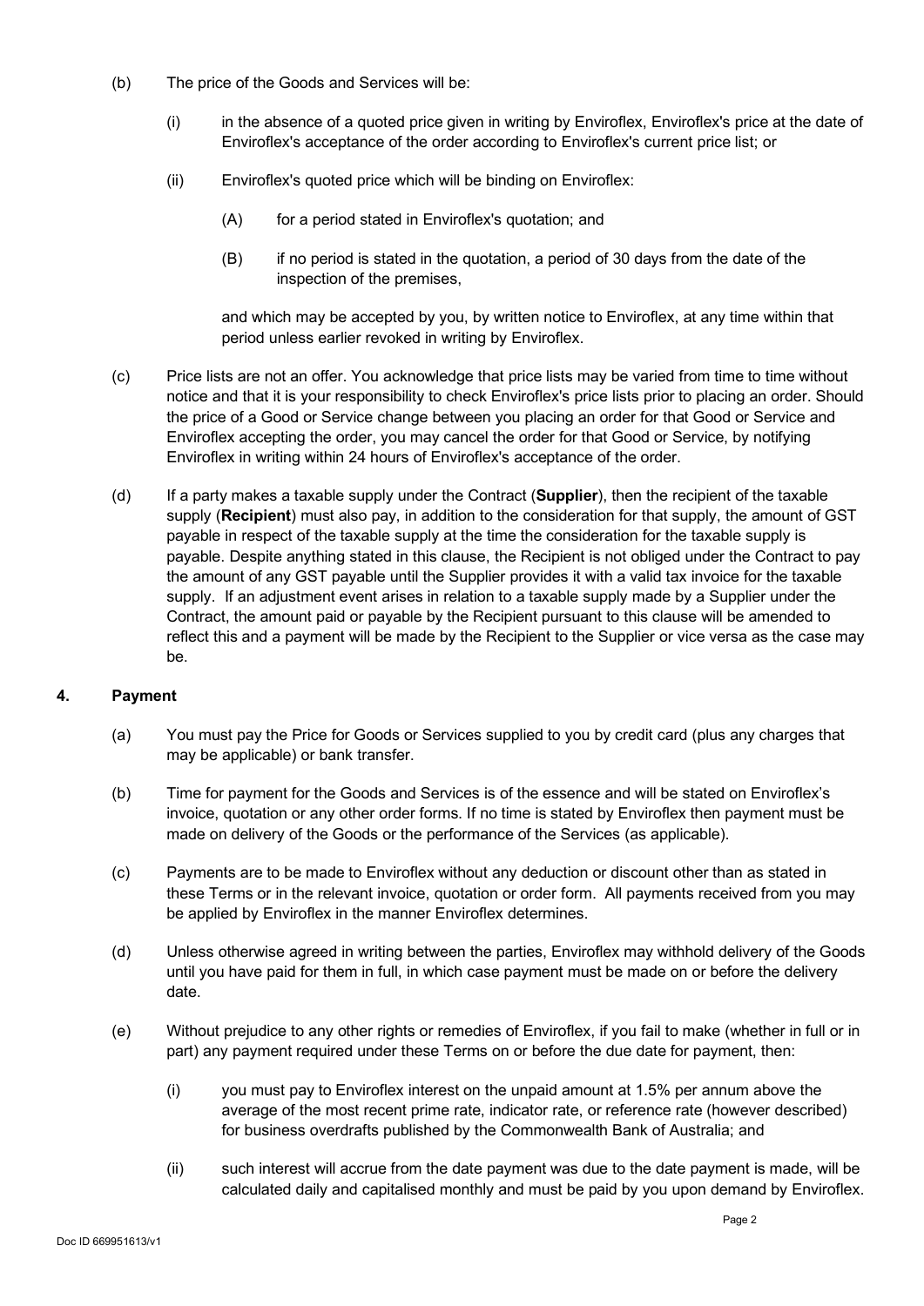(b) The price of the Goods and Services will be:

(i) in the absence of a quoted price given in writing by Enviroflex, Enviroflex's price at the date of Enviroflex's acceptance of the order according to Enviroflex's current price list; or

(ii) Enviroflex's quoted price which will be binding on Enviroflex:

(A) for a period stated in Enviroflex's quotation; and

(B) if no period is stated in the quotation, a period of 30 days from the date of the inspection of the premises,

and which may be accepted by you, by written notice to Enviroflex, at any time within that period unless earlier revoked in writing by Enviroflex.

(c) Price lists are not an offer. You acknowledge that price lists may be varied from time to time without notice and that it is your responsibility to check Enviroflex's price lists prior to placing an order. Should the price of a Good or Service change between you placing an order for that Good or Service and Enviroflex accepting the order, you may cancel the order for that Good or Service, by notifying Enviroflex in writing within 24 hours of Enviroflex's acceptance of the order.

(d) If a party makes a taxable supply under the Contract (**Supplier**), then the recipient of the taxable supply (**Recipient**) must also pay, in addition to the consideration for that supply, the amount of GST payable in respect of the taxable supply at the time the consideration for the taxable supply is payable. Despite anything stated in this clause, the Recipient is not obliged under the Contract to pay the amount of any GST payable until the Supplier provides it with a valid tax invoice for the taxable supply. If an adjustment event arises in relation to a taxable supply made by a Supplier under the Contract, the amount paid or payable by the Recipient pursuant to this clause will be amended to reflect this and a payment will be made by the Recipient to the Supplier or vice versa as the case may be.

## 4. Payment

(a) You must pay the Price for Goods or Services supplied to you by credit card (plus any charges that may be applicable) or bank transfer.

(b) Time for payment for the Goods and Services is of the essence and will be stated on Enviroflex's invoice, quotation or any other order forms. If no time is stated by Enviroflex then payment must be made on delivery of the Goods or the performance of the Services (as applicable).

(c) Payments are to be made to Enviroflex without any deduction or discount other than as stated in these Terms or in the relevant invoice, quotation or order form. All payments received from you may be applied by Enviroflex in the manner Enviroflex determines.

(d) Unless otherwise agreed in writing between the parties, Enviroflex may withhold delivery of the Goods until you have paid for them in full, in which case payment must be made on or before the delivery date.

(e) Without prejudice to any other rights or remedies of Enviroflex, if you fail to make (whether in full or in part) any payment required under these Terms on or before the due date for payment, then:

(i) you must pay to Enviroflex interest on the unpaid amount at 1.5% per annum above the average of the most recent prime rate, indicator rate, or reference rate (however described) for business overdrafts published by the Commonwealth Bank of Australia; and

(ii) such interest will accrue from the date payment was due to the date payment is made, will be calculated daily and capitalised monthly and must be paid by you upon demand by Enviroflex.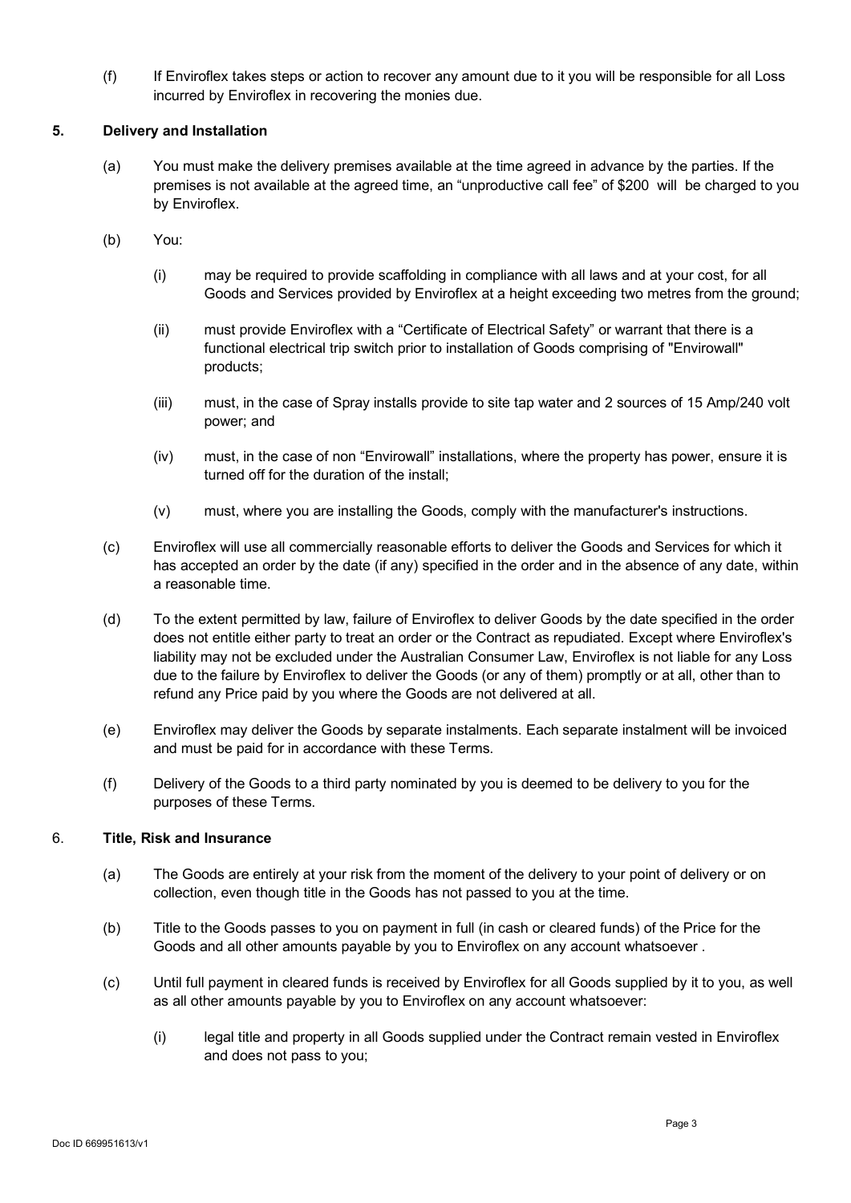(f) If Enviroflex takes steps or action to recover any amount due to it you will be responsible for all Loss incurred by Enviroflex in recovering the monies due.

## 5. Delivery and Installation

(a) You must make the delivery premises available at the time agreed in advance by the parties. If the premises is not available at the agreed time, an "unproductive call fee" of $200 will be charged to you by Enviroflex.

(b) You:

(i) may be required to provide scaffolding in compliance with all laws and at your cost, for all Goods and Services provided by Enviroflex at a height exceeding two metres from the ground;

(ii) must provide Enviroflex with a "Certificate of Electrical Safety" or warrant that there is a functional electrical trip switch prior to installation of Goods comprising of "Envirowall" products;

(iii) must, in the case of Spray installs provide to site tap water and 2 sources of 15 Amp/240 volt power; and

(iv) must, in the case of non "Envirowall" installations, where the property has power, ensure it is turned off for the duration of the install;

(v) must, where you are installing the Goods, comply with the manufacturer's instructions.

(c) Enviroflex will use all commercially reasonable efforts to deliver the Goods and Services for which it has accepted an order by the date (if any) specified in the order and in the absence of any date, within a reasonable time.

(d) To the extent permitted by law, failure of Enviroflex to deliver Goods by the date specified in the order does not entitle either party to treat an order or the Contract as repudiated. Except where Enviroflex's liability may not be excluded under the Australian Consumer Law, Enviroflex is not liable for any Loss due to the failure by Enviroflex to deliver the Goods (or any of them) promptly or at all, other than to refund any Price paid by you where the Goods are not delivered at all.

(e) Enviroflex may deliver the Goods by separate instalments. Each separate instalment will be invoiced and must be paid for in accordance with these Terms.

(f) Delivery of the Goods to a third party nominated by you is deemed to be delivery to you for the purposes of these Terms.

## 6. Title, Risk and Insurance

(a) The Goods are entirely at your risk from the moment of the delivery to your point of delivery or on collection, even though title in the Goods has not passed to you at the time.

(b) Title to the Goods passes to you on payment in full (in cash or cleared funds) of the Price for the Goods and all other amounts payable by you to Enviroflex on any account whatsoever .

(c) Until full payment in cleared funds is received by Enviroflex for all Goods supplied by it to you, as well as all other amounts payable by you to Enviroflex on any account whatsoever:

(i) legal title and property in all Goods supplied under the Contract remain vested in Enviroflex and does not pass to you;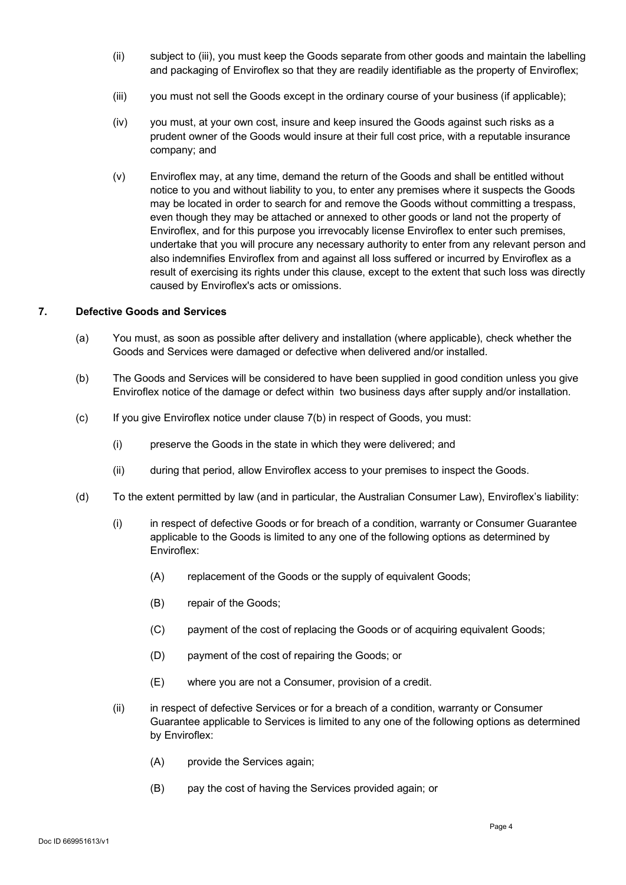(ii) subject to (iii), you must keep the Goods separate from other goods and maintain the labelling and packaging of Enviroflex so that they are readily identifiable as the property of Enviroflex;

(iii) you must not sell the Goods except in the ordinary course of your business (if applicable);

(iv) you must, at your own cost, insure and keep insured the Goods against such risks as a prudent owner of the Goods would insure at their full cost price, with a reputable insurance company; and

(v) Enviroflex may, at any time, demand the return of the Goods and shall be entitled without notice to you and without liability to you, to enter any premises where it suspects the Goods may be located in order to search for and remove the Goods without committing a trespass, even though they may be attached or annexed to other goods or land not the property of Enviroflex, and for this purpose you irrevocably license Enviroflex to enter such premises, undertake that you will procure any necessary authority to enter from any relevant person and also indemnifies Enviroflex from and against all loss suffered or incurred by Enviroflex as a result of exercising its rights under this clause, except to the extent that such loss was directly caused by Enviroflex's acts or omissions.

## 7. Defective Goods and Services

(a) You must, as soon as possible after delivery and installation (where applicable), check whether the Goods and Services were damaged or defective when delivered and/or installed.

(b) The Goods and Services will be considered to have been supplied in good condition unless you give Enviroflex notice of the damage or defect within two business days after supply and/or installation.

(c) If you give Enviroflex notice under clause 7(b) in respect of Goods, you must:

(i) preserve the Goods in the state in which they were delivered; and

(ii) during that period, allow Enviroflex access to your premises to inspect the Goods.

(d) To the extent permitted by law (and in particular, the Australian Consumer Law), Enviroflex's liability:

(i) in respect of defective Goods or for breach of a condition, warranty or Consumer Guarantee applicable to the Goods is limited to any one of the following options as determined by Enviroflex:

(A) replacement of the Goods or the supply of equivalent Goods;

(B) repair of the Goods;

(C) payment of the cost of replacing the Goods or of acquiring equivalent Goods;

(D) payment of the cost of repairing the Goods; or

(E) where you are not a Consumer, provision of a credit.

(ii) in respect of defective Services or for a breach of a condition, warranty or Consumer Guarantee applicable to Services is limited to any one of the following options as determined by Enviroflex:

(A) provide the Services again;

(B) pay the cost of having the Services provided again; or

Doc ID 669951613/v1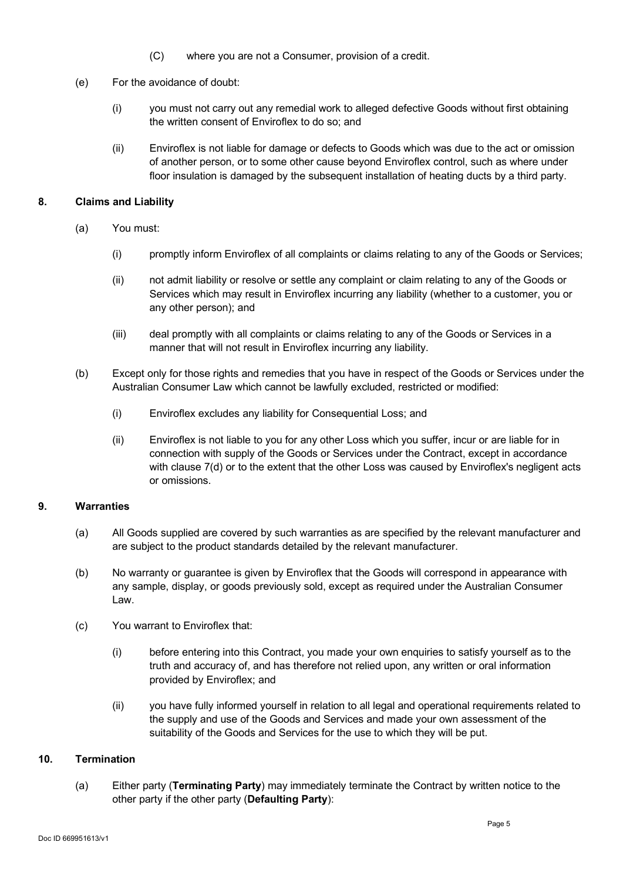(C) where you are not a Consumer, provision of a credit.

(e) For the avoidance of doubt:

(i) you must not carry out any remedial work to alleged defective Goods without first obtaining the written consent of Enviroflex to do so; and

(ii) Enviroflex is not liable for damage or defects to Goods which was due to the act or omission of another person, or to some other cause beyond Enviroflex control, such as where under floor insulation is damaged by the subsequent installation of heating ducts by a third party.

## 8. Claims and Liability

(a) You must:

(i) promptly inform Enviroflex of all complaints or claims relating to any of the Goods or Services;

(ii) not admit liability or resolve or settle any complaint or claim relating to any of the Goods or Services which may result in Enviroflex incurring any liability (whether to a customer, you or any other person); and

(iii) deal promptly with all complaints or claims relating to any of the Goods or Services in a manner that will not result in Enviroflex incurring any liability.

(b) Except only for those rights and remedies that you have in respect of the Goods or Services under the Australian Consumer Law which cannot be lawfully excluded, restricted or modified:

(i) Enviroflex excludes any liability for Consequential Loss; and

(ii) Enviroflex is not liable to you for any other Loss which you suffer, incur or are liable for in connection with supply of the Goods or Services under the Contract, except in accordance with clause 7(d) or to the extent that the other Loss was caused by Enviroflex's negligent acts or omissions.

## 9. Warranties

(a) All Goods supplied are covered by such warranties as are specified by the relevant manufacturer and are subject to the product standards detailed by the relevant manufacturer.

(b) No warranty or guarantee is given by Enviroflex that the Goods will correspond in appearance with any sample, display, or goods previously sold, except as required under the Australian Consumer Law.

(c) You warrant to Enviroflex that:

(i) before entering into this Contract, you made your own enquiries to satisfy yourself as to the truth and accuracy of, and has therefore not relied upon, any written or oral information provided by Enviroflex; and

(ii) you have fully informed yourself in relation to all legal and operational requirements related to the supply and use of the Goods and Services and made your own assessment of the suitability of the Goods and Services for the use to which they will be put.

## 10. Termination

(a) Either party (**Terminating Party**) may immediately terminate the Contract by written notice to the other party if the other party (**Defaulting Party**):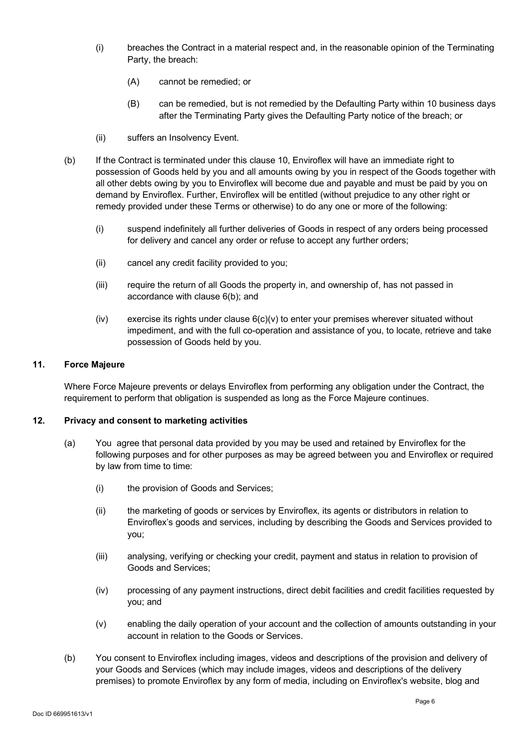(i) breaches the Contract in a material respect and, in the reasonable opinion of the Terminating Party, the breach:

(A) cannot be remedied; or

(B) can be remedied, but is not remedied by the Defaulting Party within 10 business days after the Terminating Party gives the Defaulting Party notice of the breach; or

(ii) suffers an Insolvency Event.

(b) If the Contract is terminated under this clause 10, Enviroflex will have an immediate right to possession of Goods held by you and all amounts owing by you in respect of the Goods together with all other debts owing by you to Enviroflex will become due and payable and must be paid by you on demand by Enviroflex. Further, Enviroflex will be entitled (without prejudice to any other right or remedy provided under these Terms or otherwise) to do any one or more of the following:

(i) suspend indefinitely all further deliveries of Goods in respect of any orders being processed for delivery and cancel any order or refuse to accept any further orders;

(ii) cancel any credit facility provided to you;

(iii) require the return of all Goods the property in, and ownership of, has not passed in accordance with clause 6(b); and

(iv) exercise its rights under clause 6(c)(v) to enter your premises wherever situated without impediment, and with the full co-operation and assistance of you, to locate, retrieve and take possession of Goods held by you.

## 11. Force Majeure

Where Force Majeure prevents or delays Enviroflex from performing any obligation under the Contract, the requirement to perform that obligation is suspended as long as the Force Majeure continues.

## 12. Privacy and consent to marketing activities

(a) You agree that personal data provided by you may be used and retained by Enviroflex for the following purposes and for other purposes as may be agreed between you and Enviroflex or required by law from time to time:

(i) the provision of Goods and Services;

(ii) the marketing of goods or services by Enviroflex, its agents or distributors in relation to Enviroflex's goods and services, including by describing the Goods and Services provided to you;

(iii) analysing, verifying or checking your credit, payment and status in relation to provision of Goods and Services;

(iv) processing of any payment instructions, direct debit facilities and credit facilities requested by you; and

(v) enabling the daily operation of your account and the collection of amounts outstanding in your account in relation to the Goods or Services.

(b) You consent to Enviroflex including images, videos and descriptions of the provision and delivery of your Goods and Services (which may include images, videos and descriptions of the delivery premises) to promote Enviroflex by any form of media, including on Enviroflex's website, blog and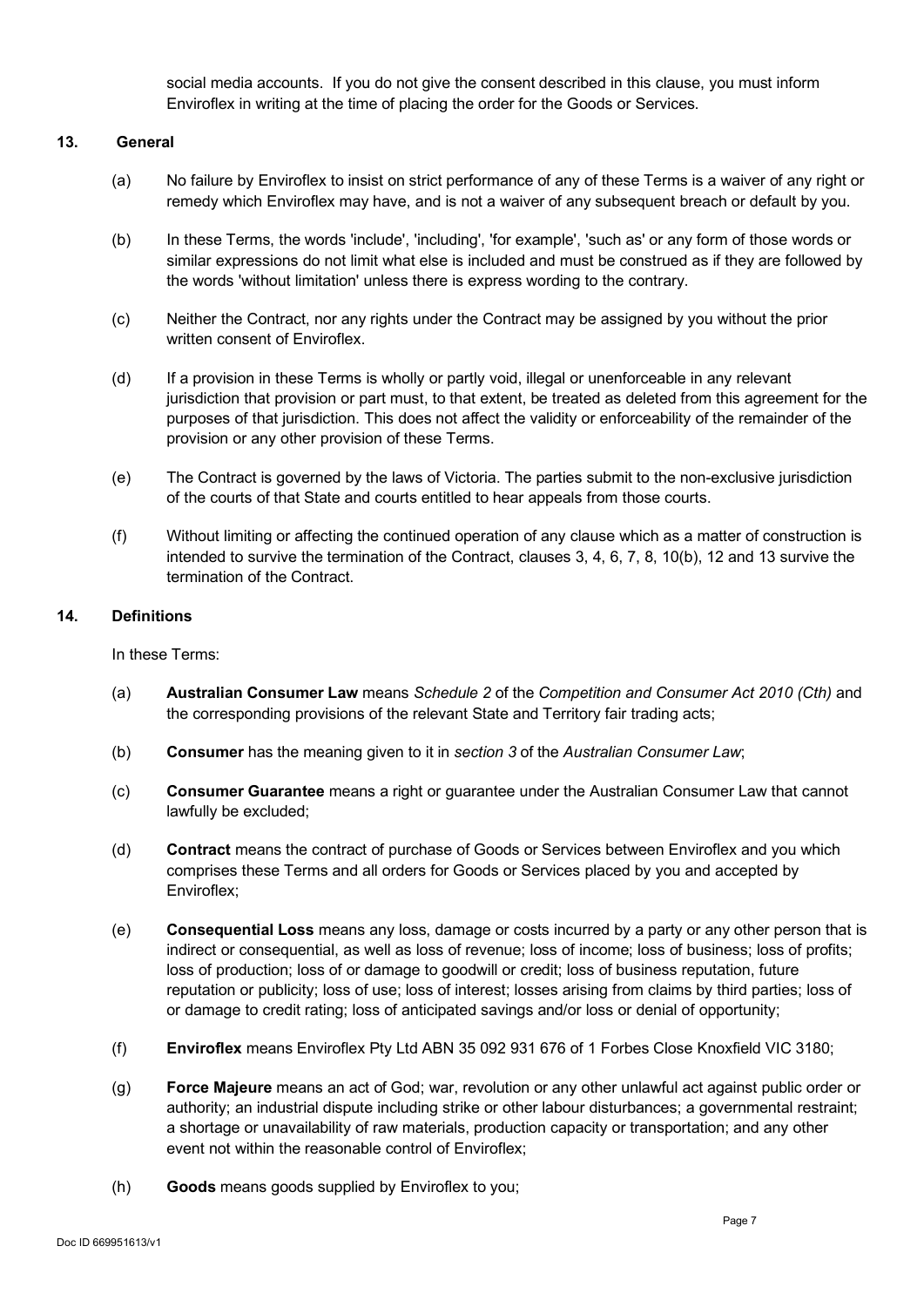social media accounts. If you do not give the consent described in this clause, you must inform Enviroflex in writing at the time of placing the order for the Goods or Services.

## 13. General

(a) No failure by Enviroflex to insist on strict performance of any of these Terms is a waiver of any right or remedy which Enviroflex may have, and is not a waiver of any subsequent breach or default by you.

(b) In these Terms, the words 'include', 'including', 'for example', 'such as' or any form of those words or similar expressions do not limit what else is included and must be construed as if they are followed by the words 'without limitation' unless there is express wording to the contrary.

(c) Neither the Contract, nor any rights under the Contract may be assigned by you without the prior written consent of Enviroflex.

(d) If a provision in these Terms is wholly or partly void, illegal or unenforceable in any relevant jurisdiction that provision or part must, to that extent, be treated as deleted from this agreement for the purposes of that jurisdiction. This does not affect the validity or enforceability of the remainder of the provision or any other provision of these Terms.

(e) The Contract is governed by the laws of Victoria. The parties submit to the non-exclusive jurisdiction of the courts of that State and courts entitled to hear appeals from those courts.

(f) Without limiting or affecting the continued operation of any clause which as a matter of construction is intended to survive the termination of the Contract, clauses 3, 4, 6, 7, 8, 10(b), 12 and 13 survive the termination of the Contract.

## 14. Definitions

In these Terms:

(a) **Australian Consumer Law** means *Schedule 2* of the *Competition and Consumer Act 2010 (Cth)* and the corresponding provisions of the relevant State and Territory fair trading acts;

(b) **Consumer** has the meaning given to it in *section 3* of the *Australian Consumer Law*;

(c) **Consumer Guarantee** means a right or guarantee under the Australian Consumer Law that cannot lawfully be excluded;

(d) **Contract** means the contract of purchase of Goods or Services between Enviroflex and you which comprises these Terms and all orders for Goods or Services placed by you and accepted by Enviroflex;

(e) **Consequential Loss** means any loss, damage or costs incurred by a party or any other person that is indirect or consequential, as well as loss of revenue; loss of income; loss of business; loss of profits; loss of production; loss of or damage to goodwill or credit; loss of business reputation, future reputation or publicity; loss of use; loss of interest; losses arising from claims by third parties; loss of or damage to credit rating; loss of anticipated savings and/or loss or denial of opportunity;

(f) **Enviroflex** means Enviroflex Pty Ltd ABN 35 092 931 676 of 1 Forbes Close Knoxfield VIC 3180;

(g) **Force Majeure** means an act of God; war, revolution or any other unlawful act against public order or authority; an industrial dispute including strike or other labour disturbances; a governmental restraint; a shortage or unavailability of raw materials, production capacity or transportation; and any other event not within the reasonable control of Enviroflex;

(h) **Goods** means goods supplied by Enviroflex to you;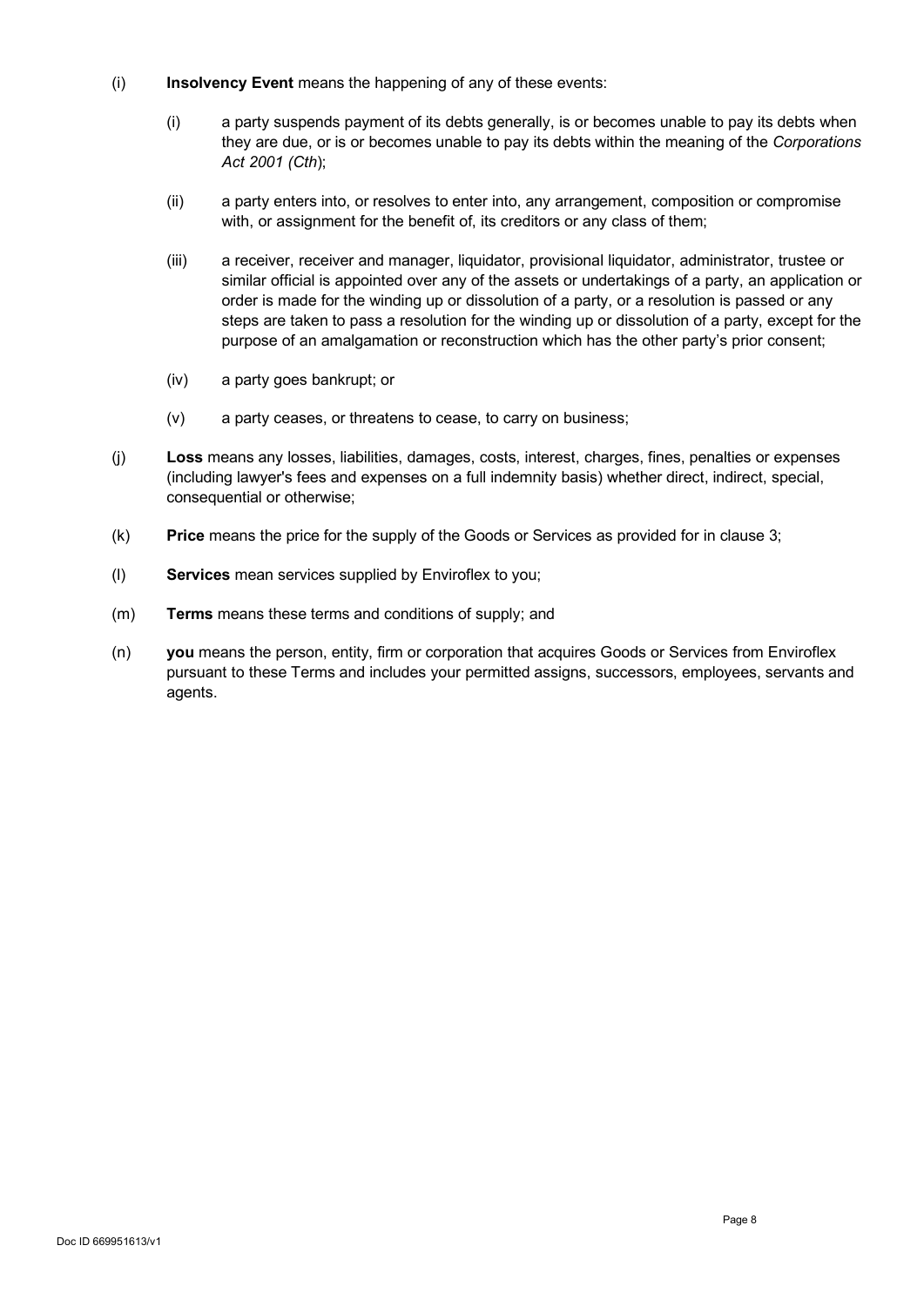(i) **Insolvency Event** means the happening of any of these events:

  (i) a party suspends payment of its debts generally, is or becomes unable to pay its debts when they are due, or is or becomes unable to pay its debts within the meaning of the *Corporations Act 2001 (Cth*);

  (ii) a party enters into, or resolves to enter into, any arrangement, composition or compromise with, or assignment for the benefit of, its creditors or any class of them;

  (iii) a receiver, receiver and manager, liquidator, provisional liquidator, administrator, trustee or similar official is appointed over any of the assets or undertakings of a party, an application or order is made for the winding up or dissolution of a party, or a resolution is passed or any steps are taken to pass a resolution for the winding up or dissolution of a party, except for the purpose of an amalgamation or reconstruction which has the other party's prior consent;

  (iv) a party goes bankrupt; or

  (v) a party ceases, or threatens to cease, to carry on business;

(j) **Loss** means any losses, liabilities, damages, costs, interest, charges, fines, penalties or expenses (including lawyer's fees and expenses on a full indemnity basis) whether direct, indirect, special, consequential or otherwise;

(k) **Price** means the price for the supply of the Goods or Services as provided for in clause 3;

(l) **Services** mean services supplied by Enviroflex to you;

(m) **Terms** means these terms and conditions of supply; and

(n) **you** means the person, entity, firm or corporation that acquires Goods or Services from Enviroflex pursuant to these Terms and includes your permitted assigns, successors, employees, servants and agents.

Doc ID 669951613/v1